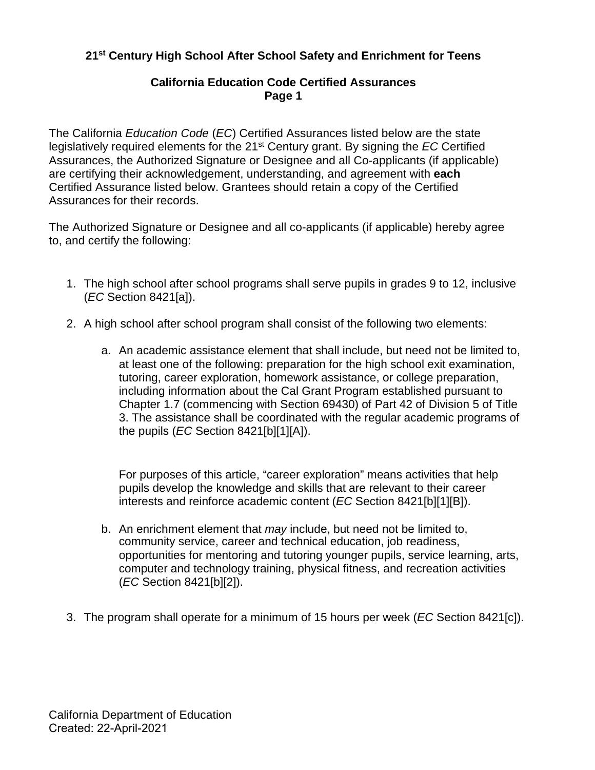**21[st] Century High School After School Safety and Enrichment for Teens**

**California Education Code Certified Assurances**
**Page 1**

The California *Education Code* (*EC*) Certified Assurances listed below are the state legislatively required elements for the 21[st] Century grant. By signing the *EC* Certified Assurances, the Authorized Signature or Designee and all Co-applicants (if applicable) are certifying their acknowledgement, understanding, and agreement with **each** Certified Assurance listed below. Grantees should retain a copy of the Certified Assurances for their records.

The Authorized Signature or Designee and all co-applicants (if applicable) hereby agree to, and certify the following:

1. The high school after school programs shall serve pupils in grades 9 to 12, inclusive (*EC* Section 8421[a]).
2. A high school after school program shall consist of the following two elements:
   a. An academic assistance element that shall include, but need not be limited to, at least one of the following: preparation for the high school exit examination, tutoring, career exploration, homework assistance, or college preparation, including information about the Cal Grant Program established pursuant to Chapter 1.7 (commencing with Section 69430) of Part 42 of Division 5 of Title 3. The assistance shall be coordinated with the regular academic programs of the pupils (*EC* Section 8421[b][1][A]).

      For purposes of this article, “career exploration” means activities that help pupils develop the knowledge and skills that are relevant to their career interests and reinforce academic content (*EC* Section 8421[b][1][B]).
   b. An enrichment element that *may* include, but need not be limited to, community service, career and technical education, job readiness, opportunities for mentoring and tutoring younger pupils, service learning, arts, computer and technology training, physical fitness, and recreation activities (*EC* Section 8421[b][2]).
3. The program shall operate for a minimum of 15 hours per week (*EC* Section 8421[c]).

California Department of Education
Created: 22-April-2021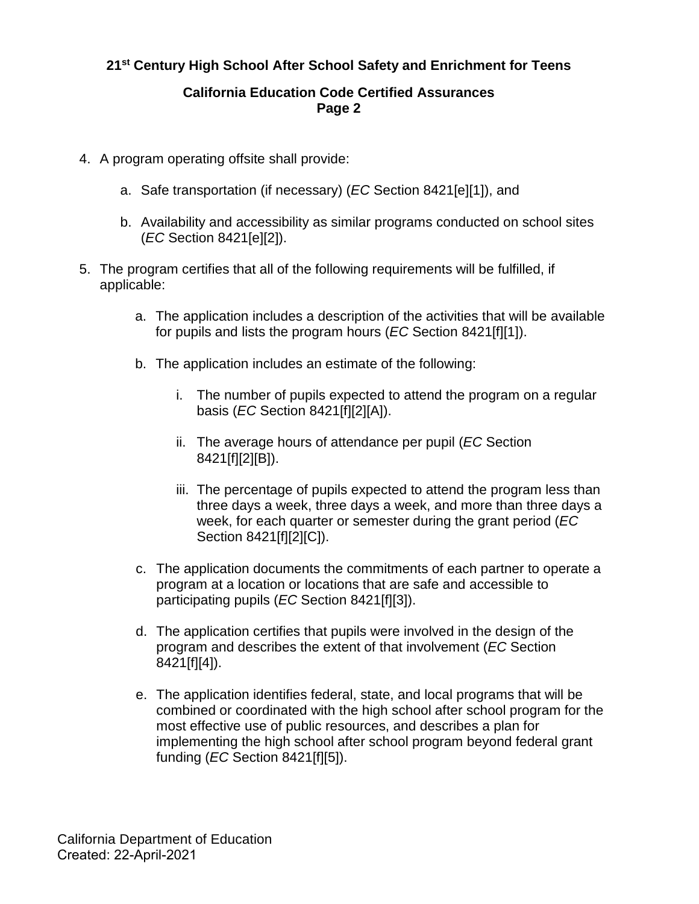4. A program operating offsite shall provide:

    a. Safe transportation (if necessary) (*EC* Section 8421[e][1]), and

    b. Availability and accessibility as similar programs conducted on school sites (*EC* Section 8421[e][2]).

5. The program certifies that all of the following requirements will be fulfilled, if applicable:

    a. The application includes a description of the activities that will be available for pupils and lists the program hours (*EC* Section 8421[f][1]).

    b. The application includes an estimate of the following:

        i. The number of pupils expected to attend the program on a regular basis (*EC* Section 8421[f][2][A]).

        ii. The average hours of attendance per pupil (*EC* Section 8421[f][2][B]).

        iii. The percentage of pupils expected to attend the program less than three days a week, three days a week, and more than three days a week, for each quarter or semester during the grant period (*EC* Section 8421[f][2][C]).

    c. The application documents the commitments of each partner to operate a program at a location or locations that are safe and accessible to participating pupils (*EC* Section 8421[f][3]).

    d. The application certifies that pupils were involved in the design of the program and describes the extent of that involvement (*EC* Section 8421[f][4]).

    e. The application identifies federal, state, and local programs that will be combined or coordinated with the high school after school program for the most effective use of public resources, and describes a plan for implementing the high school after school program beyond federal grant funding (*EC* Section 8421[f][5]).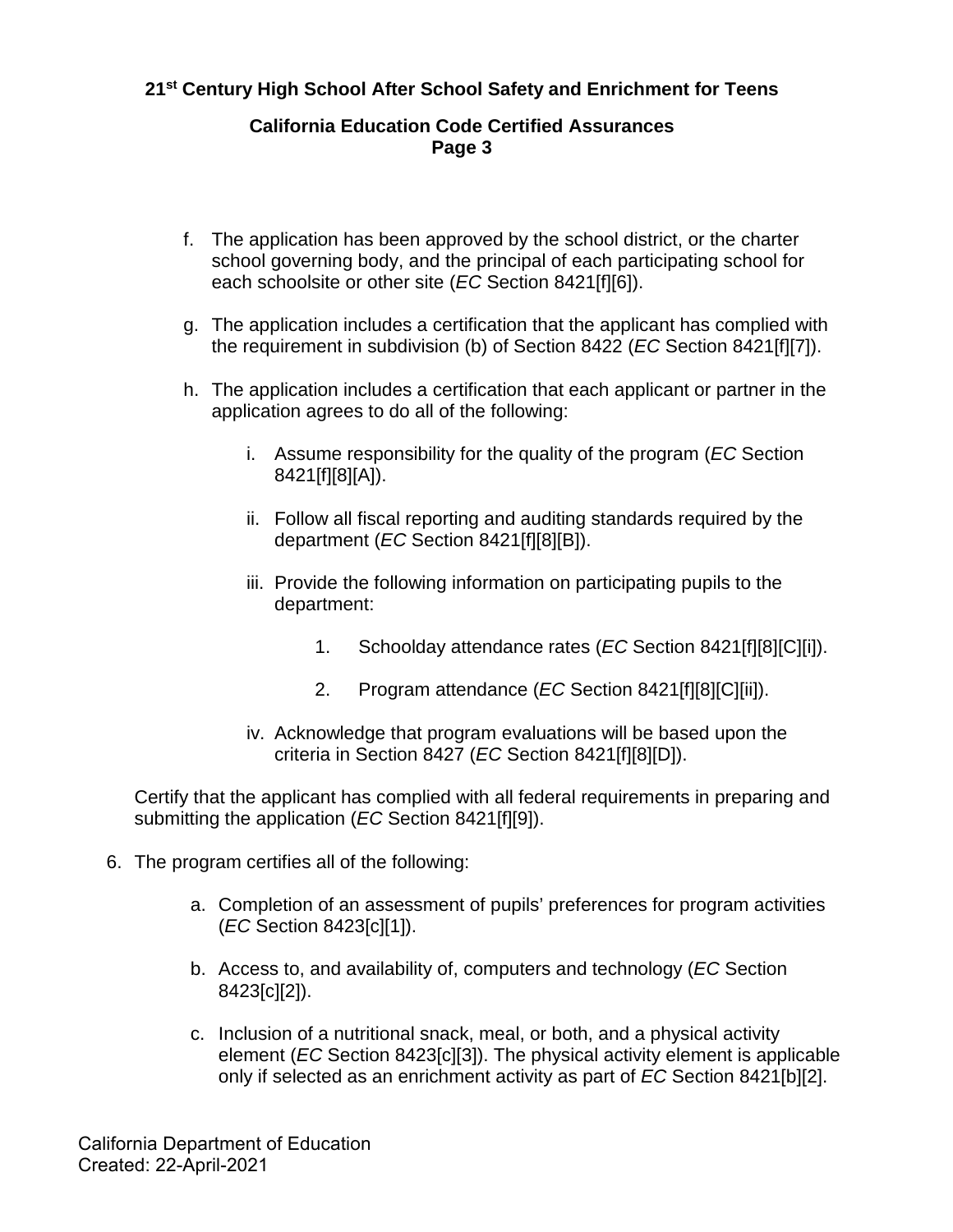f. The application has been approved by the school district, or the charter school governing body, and the principal of each participating school for each schoolsite or other site (*EC* Section 8421[f][6]).

g. The application includes a certification that the applicant has complied with the requirement in subdivision (b) of Section 8422 (*EC* Section 8421[f][7]).

h. The application includes a certification that each applicant or partner in the application agrees to do all of the following:

   i. Assume responsibility for the quality of the program (*EC* Section 8421[f][8][A]).

   ii. Follow all fiscal reporting and auditing standards required by the department (*EC* Section 8421[f][8][B]).

   iii. Provide the following information on participating pupils to the department:

      1. Schoolday attendance rates (*EC* Section 8421[f][8][C][i]).

      2. Program attendance (*EC* Section 8421[f][8][C][ii]).

   iv. Acknowledge that program evaluations will be based upon the criteria in Section 8427 (*EC* Section 8421[f][8][D]).

Certify that the applicant has complied with all federal requirements in preparing and submitting the application (*EC* Section 8421[f][9]).

6. The program certifies all of the following:

   a. Completion of an assessment of pupils' preferences for program activities (*EC* Section 8423[c][1]).

   b. Access to, and availability of, computers and technology (*EC* Section 8423[c][2]).

   c. Inclusion of a nutritional snack, meal, or both, and a physical activity element (*EC* Section 8423[c][3]). The physical activity element is applicable only if selected as an enrichment activity as part of *EC* Section 8421[b][2].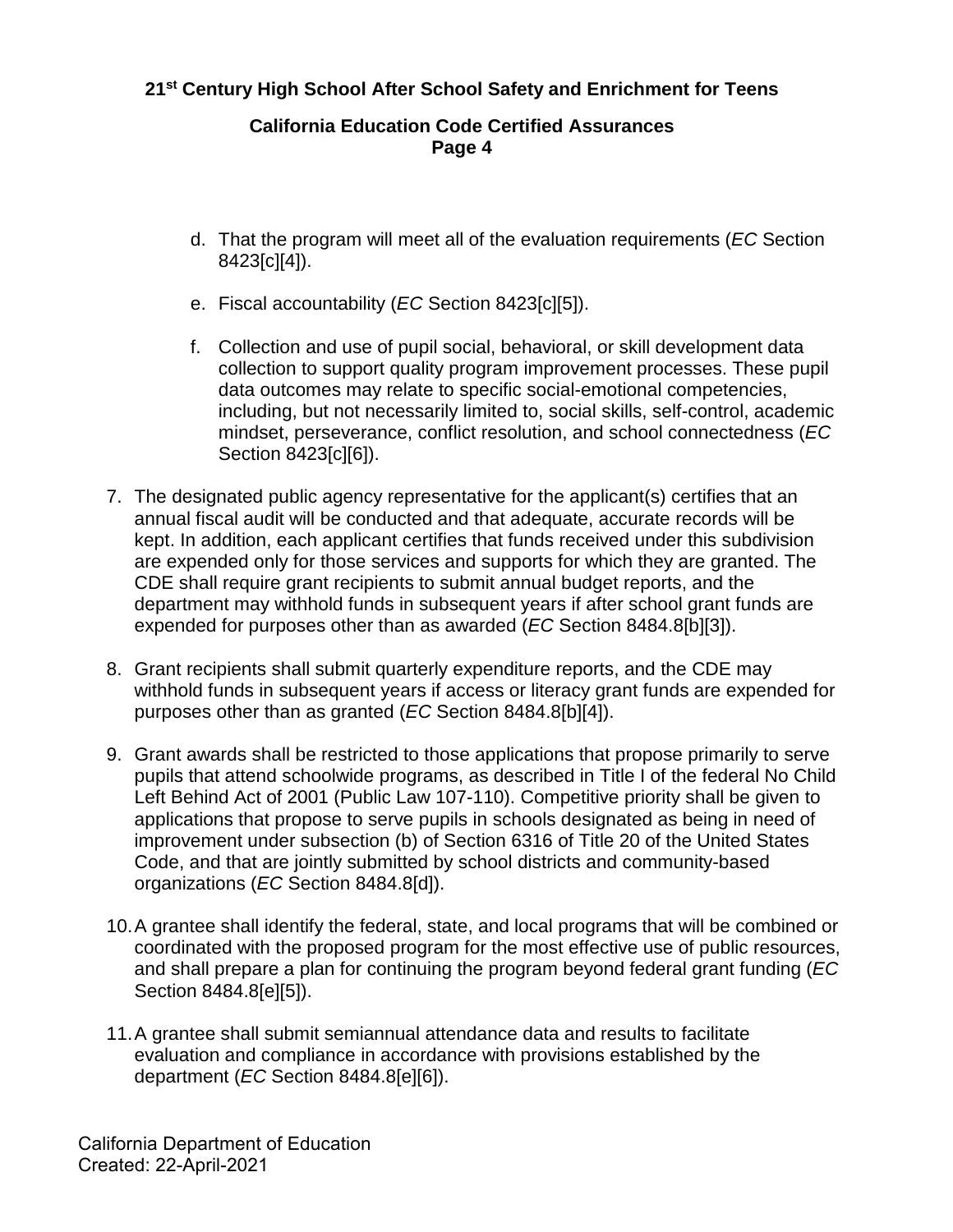d. That the program will meet all of the evaluation requirements (*EC* Section 8423[c][4]).

e. Fiscal accountability (*EC* Section 8423[c][5]).

f. Collection and use of pupil social, behavioral, or skill development data collection to support quality program improvement processes. These pupil data outcomes may relate to specific social-emotional competencies, including, but not necessarily limited to, social skills, self-control, academic mindset, perseverance, conflict resolution, and school connectedness (*EC* Section 8423[c][6]).

7. The designated public agency representative for the applicant(s) certifies that an annual fiscal audit will be conducted and that adequate, accurate records will be kept. In addition, each applicant certifies that funds received under this subdivision are expended only for those services and supports for which they are granted. The CDE shall require grant recipients to submit annual budget reports, and the department may withhold funds in subsequent years if after school grant funds are expended for purposes other than as awarded (*EC* Section 8484.8[b][3]).

8. Grant recipients shall submit quarterly expenditure reports, and the CDE may withhold funds in subsequent years if access or literacy grant funds are expended for purposes other than as granted (*EC* Section 8484.8[b][4]).

9. Grant awards shall be restricted to those applications that propose primarily to serve pupils that attend schoolwide programs, as described in Title I of the federal No Child Left Behind Act of 2001 (Public Law 107-110). Competitive priority shall be given to applications that propose to serve pupils in schools designated as being in need of improvement under subsection (b) of Section 6316 of Title 20 of the United States Code, and that are jointly submitted by school districts and community-based organizations (*EC* Section 8484.8[d]).

10. A grantee shall identify the federal, state, and local programs that will be combined or coordinated with the proposed program for the most effective use of public resources, and shall prepare a plan for continuing the program beyond federal grant funding (*EC* Section 8484.8[e][5]).

11. A grantee shall submit semiannual attendance data and results to facilitate evaluation and compliance in accordance with provisions established by the department (*EC* Section 8484.8[e][6]).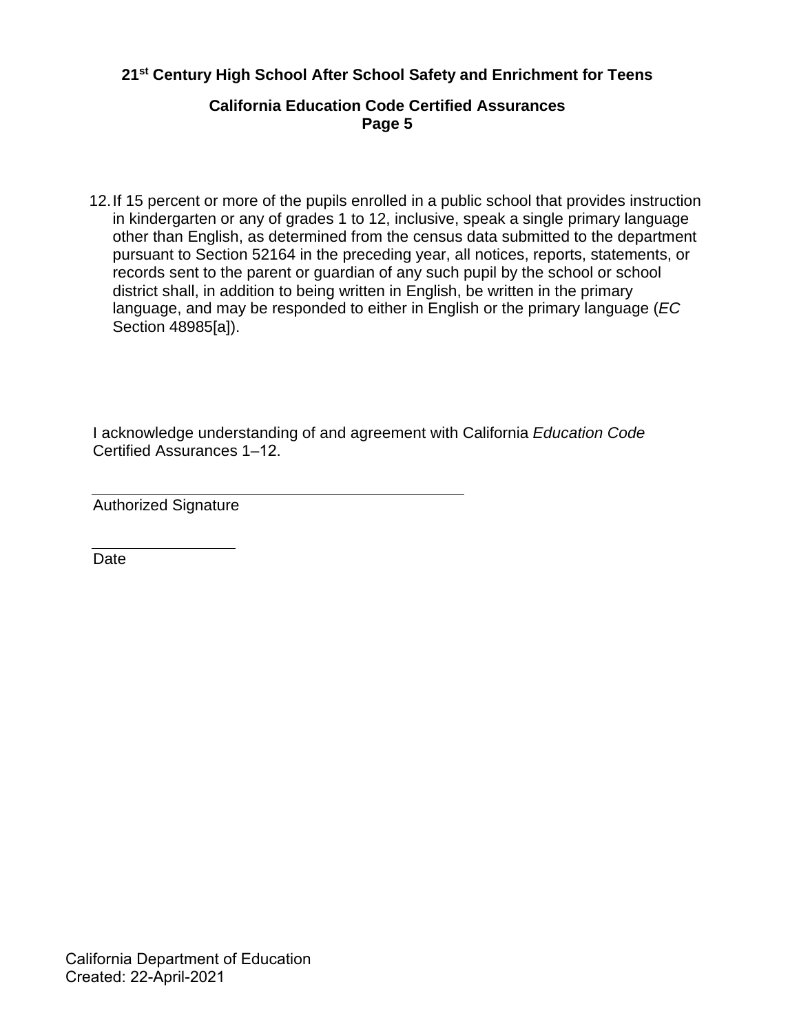**21st Century High School After School Safety and Enrichment for Teens**

**California Education Code Certified Assurances**
**Page 5**

12. If 15 percent or more of the pupils enrolled in a public school that provides instruction in kindergarten or any of grades 1 to 12, inclusive, speak a single primary language other than English, as determined from the census data submitted to the department pursuant to Section 52164 in the preceding year, all notices, reports, statements, or records sent to the parent or guardian of any such pupil by the school or school district shall, in addition to being written in English, be written in the primary language, and may be responded to either in English or the primary language (*EC* Section 48985[a]).

I acknowledge understanding of and agreement with California *Education Code* Certified Assurances 1–12.

\_\_\_\_\_\_\_\_\_\_\_\_\_\_\_\_\_\_\_\_\_\_\_\_\_\_\_\_\_\_\_\_\_\_\_\_\_\_\_\_

Authorized Signature

\_\_\_\_\_\_\_\_\_\_\_\_\_\_\_\_

Date

California Department of Education
Created: 22-April-2021